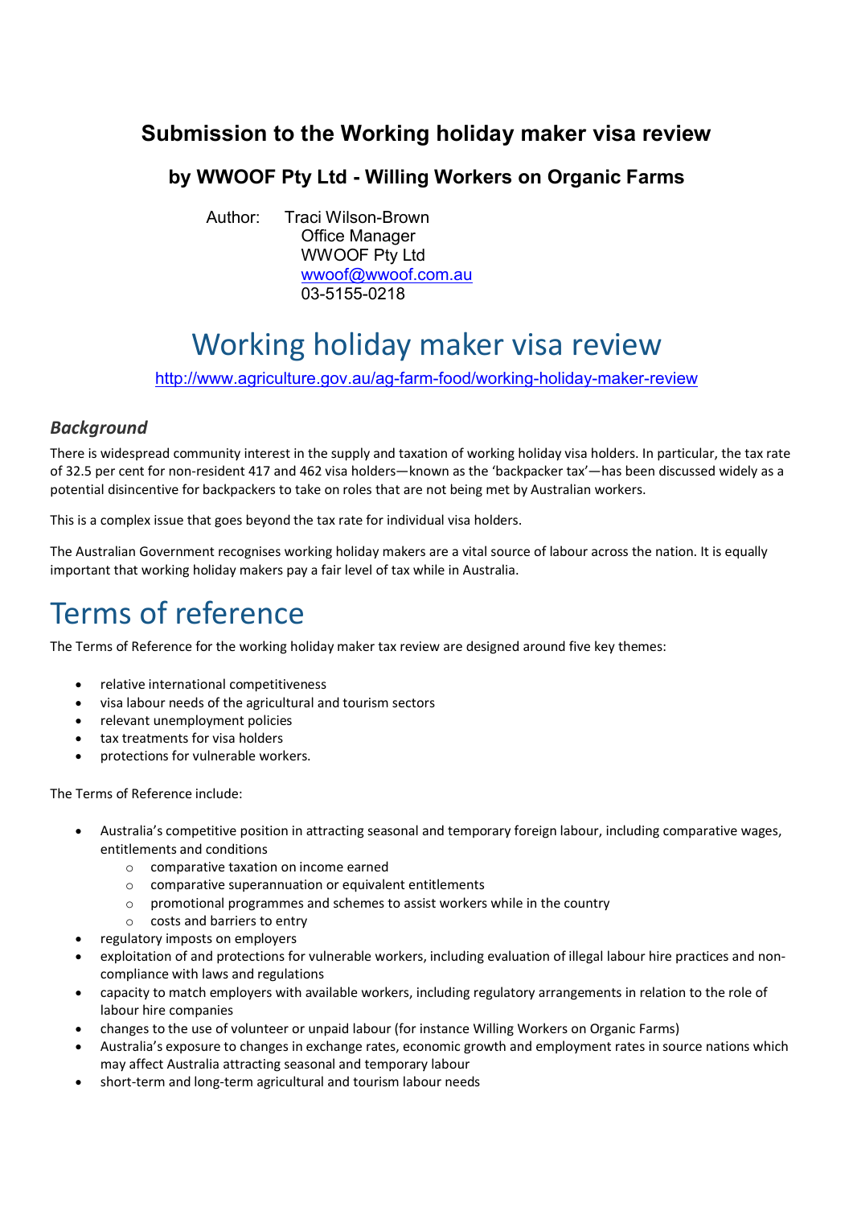# Submission to the Working holiday maker visa review

## by WWOOF Pty Ltd - Willing Workers on Organic Farms

Author: Traci Wilson-Brown
Office Manager
WWOOF Pty Ltd
wwoof@wwoof.com.au
03-5155-0218

# Working holiday maker visa review

http://www.agriculture.gov.au/ag-farm-food/working-holiday-maker-review

### *Background*

There is widespread community interest in the supply and taxation of working holiday visa holders. In particular, the tax rate of 32.5 per cent for non-resident 417 and 462 visa holders—known as the 'backpacker tax'—has been discussed widely as a potential disincentive for backpackers to take on roles that are not being met by Australian workers.

This is a complex issue that goes beyond the tax rate for individual visa holders.

The Australian Government recognises working holiday makers are a vital source of labour across the nation. It is equally important that working holiday makers pay a fair level of tax while in Australia.

# Terms of reference

The Terms of Reference for the working holiday maker tax review are designed around five key themes:

- relative international competitiveness
- visa labour needs of the agricultural and tourism sectors
- relevant unemployment policies
- tax treatments for visa holders
- protections for vulnerable workers.

The Terms of Reference include:

- Australia's competitive position in attracting seasonal and temporary foreign labour, including comparative wages, entitlements and conditions
  - comparative taxation on income earned
  - comparative superannuation or equivalent entitlements
  - promotional programmes and schemes to assist workers while in the country
  - costs and barriers to entry
- regulatory imposts on employers
- exploitation of and protections for vulnerable workers, including evaluation of illegal labour hire practices and non-compliance with laws and regulations
- capacity to match employers with available workers, including regulatory arrangements in relation to the role of labour hire companies
- changes to the use of volunteer or unpaid labour (for instance Willing Workers on Organic Farms)
- Australia's exposure to changes in exchange rates, economic growth and employment rates in source nations which may affect Australia attracting seasonal and temporary labour
- short-term and long-term agricultural and tourism labour needs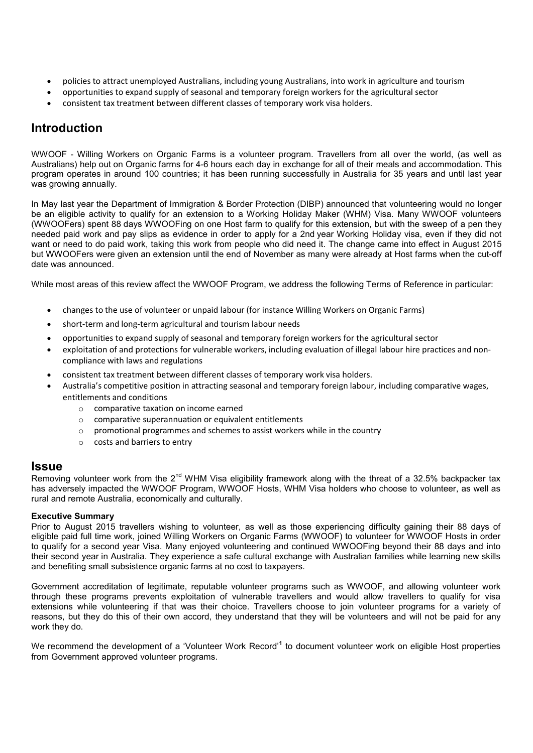- policies to attract unemployed Australians, including young Australians, into work in agriculture and tourism
- opportunities to expand supply of seasonal and temporary foreign workers for the agricultural sector
- consistent tax treatment between different classes of temporary work visa holders.

## Introduction

WWOOF - Willing Workers on Organic Farms is a volunteer program. Travellers from all over the world, (as well as Australians) help out on Organic farms for 4-6 hours each day in exchange for all of their meals and accommodation. This program operates in around 100 countries; it has been running successfully in Australia for 35 years and until last year was growing annually.

In May last year the Department of Immigration & Border Protection (DIBP) announced that volunteering would no longer be an eligible activity to qualify for an extension to a Working Holiday Maker (WHM) Visa. Many WWOOF volunteers (WWOOFers) spent 88 days WWOOFing on one Host farm to qualify for this extension, but with the sweep of a pen they needed paid work and pay slips as evidence in order to apply for a 2nd year Working Holiday visa, even if they did not want or need to do paid work, taking this work from people who did need it. The change came into effect in August 2015 but WWOOFers were given an extension until the end of November as many were already at Host farms when the cut-off date was announced.

While most areas of this review affect the WWOOF Program, we address the following Terms of Reference in particular:

- changes to the use of volunteer or unpaid labour (for instance Willing Workers on Organic Farms)
- short-term and long-term agricultural and tourism labour needs
- opportunities to expand supply of seasonal and temporary foreign workers for the agricultural sector
- exploitation of and protections for vulnerable workers, including evaluation of illegal labour hire practices and non-compliance with laws and regulations
- consistent tax treatment between different classes of temporary work visa holders.
- Australia's competitive position in attracting seasonal and temporary foreign labour, including comparative wages, entitlements and conditions
  - comparative taxation on income earned
  - comparative superannuation or equivalent entitlements
  - promotional programmes and schemes to assist workers while in the country
  - costs and barriers to entry

## Issue

Removing volunteer work from the 2nd WHM Visa eligibility framework along with the threat of a 32.5% backpacker tax has adversely impacted the WWOOF Program, WWOOF Hosts, WHM Visa holders who choose to volunteer, as well as rural and remote Australia, economically and culturally.

### Executive Summary

Prior to August 2015 travellers wishing to volunteer, as well as those experiencing difficulty gaining their 88 days of eligible paid full time work, joined Willing Workers on Organic Farms (WWOOF) to volunteer for WWOOF Hosts in order to qualify for a second year Visa. Many enjoyed volunteering and continued WWOOFing beyond their 88 days and into their second year in Australia. They experience a safe cultural exchange with Australian families while learning new skills and benefiting small subsistence organic farms at no cost to taxpayers.

Government accreditation of legitimate, reputable volunteer programs such as WWOOF, and allowing volunteer work through these programs prevents exploitation of vulnerable travellers and would allow travellers to qualify for visa extensions while volunteering if that was their choice. Travellers choose to join volunteer programs for a variety of reasons, but they do this of their own accord, they understand that they will be volunteers and will not be paid for any work they do.

We recommend the development of a 'Volunteer Work Record'[1] to document volunteer work on eligible Host properties from Government approved volunteer programs.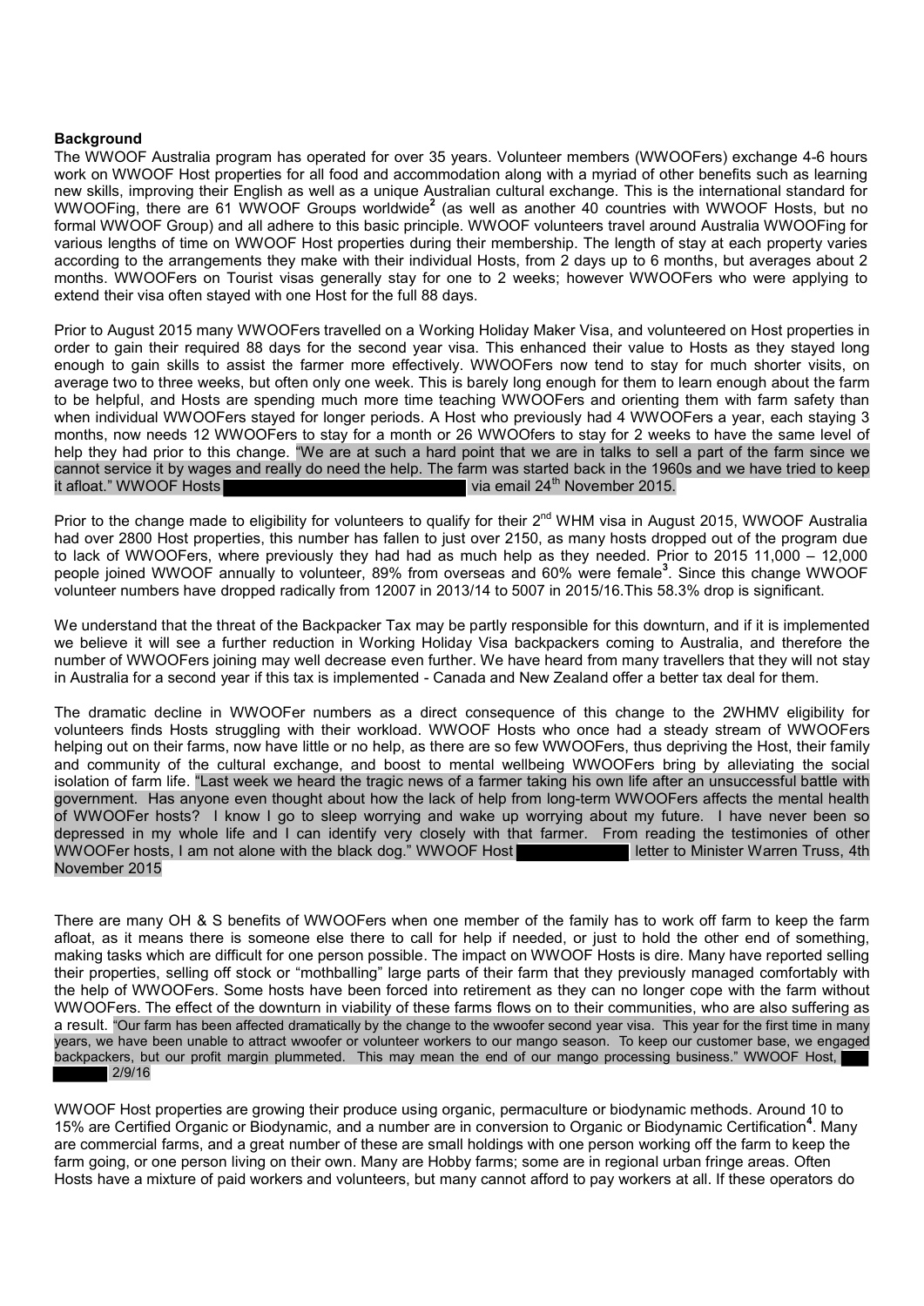**Background**

The WWOOF Australia program has operated for over 35 years. Volunteer members (WWOOFers) exchange 4-6 hours work on WWOOF Host properties for all food and accommodation along with a myriad of other benefits such as learning new skills, improving their English as well as a unique Australian cultural exchange. This is the international standard for WWOOFing, there are 61 WWOOF Groups worldwide[2] (as well as another 40 countries with WWOOF Hosts, but no formal WWOOF Group) and all adhere to this basic principle. WWOOF volunteers travel around Australia WWOOFing for various lengths of time on WWOOF Host properties during their membership. The length of stay at each property varies according to the arrangements they make with their individual Hosts, from 2 days up to 6 months, but averages about 2 months. WWOOFers on Tourist visas generally stay for one to 2 weeks; however WWOOFers who were applying to extend their visa often stayed with one Host for the full 88 days.

Prior to August 2015 many WWOOFers travelled on a Working Holiday Maker Visa, and volunteered on Host properties in order to gain their required 88 days for the second year visa. This enhanced their value to Hosts as they stayed long enough to gain skills to assist the farmer more effectively. WWOOFers now tend to stay for much shorter visits, on average two to three weeks, but often only one week. This is barely long enough for them to learn enough about the farm to be helpful, and Hosts are spending much more time teaching WWOOFers and orienting them with farm safety than when individual WWOOFers stayed for longer periods. A Host who previously had 4 WWOOFers a year, each staying 3 months, now needs 12 WWOOFers to stay for a month or 26 WWOOfers to stay for 2 weeks to have the same level of help they had prior to this change. "We are at such a hard point that we are in talks to sell a part of the farm since we cannot service it by wages and really do need the help. The farm was started back in the 1960s and we have tried to keep it afloat." WWOOF Hosts ██████ via email 24th November 2015.

Prior to the change made to eligibility for volunteers to qualify for their 2nd WHM visa in August 2015, WWOOF Australia had over 2800 Host properties, this number has fallen to just over 2150, as many hosts dropped out of the program due to lack of WWOOFers, where previously they had had as much help as they needed. Prior to 2015 11,000 – 12,000 people joined WWOOF annually to volunteer, 89% from overseas and 60% were female[3]. Since this change WWOOF volunteer numbers have dropped radically from 12007 in 2013/14 to 5007 in 2015/16.This 58.3% drop is significant.

We understand that the threat of the Backpacker Tax may be partly responsible for this downturn, and if it is implemented we believe it will see a further reduction in Working Holiday Visa backpackers coming to Australia, and therefore the number of WWOOFers joining may well decrease even further. We have heard from many travellers that they will not stay in Australia for a second year if this tax is implemented - Canada and New Zealand offer a better tax deal for them.

The dramatic decline in WWOOFer numbers as a direct consequence of this change to the 2WHMV eligibility for volunteers finds Hosts struggling with their workload. WWOOF Hosts who once had a steady stream of WWOOFers helping out on their farms, now have little or no help, as there are so few WWOOFers, thus depriving the Host, their family and community of the cultural exchange, and boost to mental wellbeing WWOOFers bring by alleviating the social isolation of farm life. "Last week we heard the tragic news of a farmer taking his own life after an unsuccessful battle with government. Has anyone even thought about how the lack of help from long-term WWOOFers affects the mental health of WWOOFer hosts? I know I go to sleep worrying and wake up worrying about my future. I have never been so depressed in my whole life and I can identify very closely with that farmer. From reading the testimonies of other WWOOFer hosts, I am not alone with the black dog." WWOOF Host ██████ letter to Minister Warren Truss, 4th November 2015

There are many OH & S benefits of WWOOFers when one member of the family has to work off farm to keep the farm afloat, as it means there is someone else there to call for help if needed, or just to hold the other end of something, making tasks which are difficult for one person possible. The impact on WWOOF Hosts is dire. Many have reported selling their properties, selling off stock or "mothballing" large parts of their farm that they previously managed comfortably with the help of WWOOFers. Some hosts have been forced into retirement as they can no longer cope with the farm without WWOOFers. The effect of the downturn in viability of these farms flows on to their communities, who are also suffering as a result. "Our farm has been affected dramatically by the change to the wwoofer second year visa. This year for the first time in many years, we have been unable to attract wwoofer or volunteer workers to our mango season. To keep our customer base, we engaged backpackers, but our profit margin plummeted. This may mean the end of our mango processing business." WWOOF Host, ██████ 2/9/16

WWOOF Host properties are growing their produce using organic, permaculture or biodynamic methods. Around 10 to 15% are Certified Organic or Biodynamic, and a number are in conversion to Organic or Biodynamic Certification[4]. Many are commercial farms, and a great number of these are small holdings with one person working off the farm to keep the farm going, or one person living on their own. Many are Hobby farms; some are in regional urban fringe areas. Often Hosts have a mixture of paid workers and volunteers, but many cannot afford to pay workers at all. If these operators do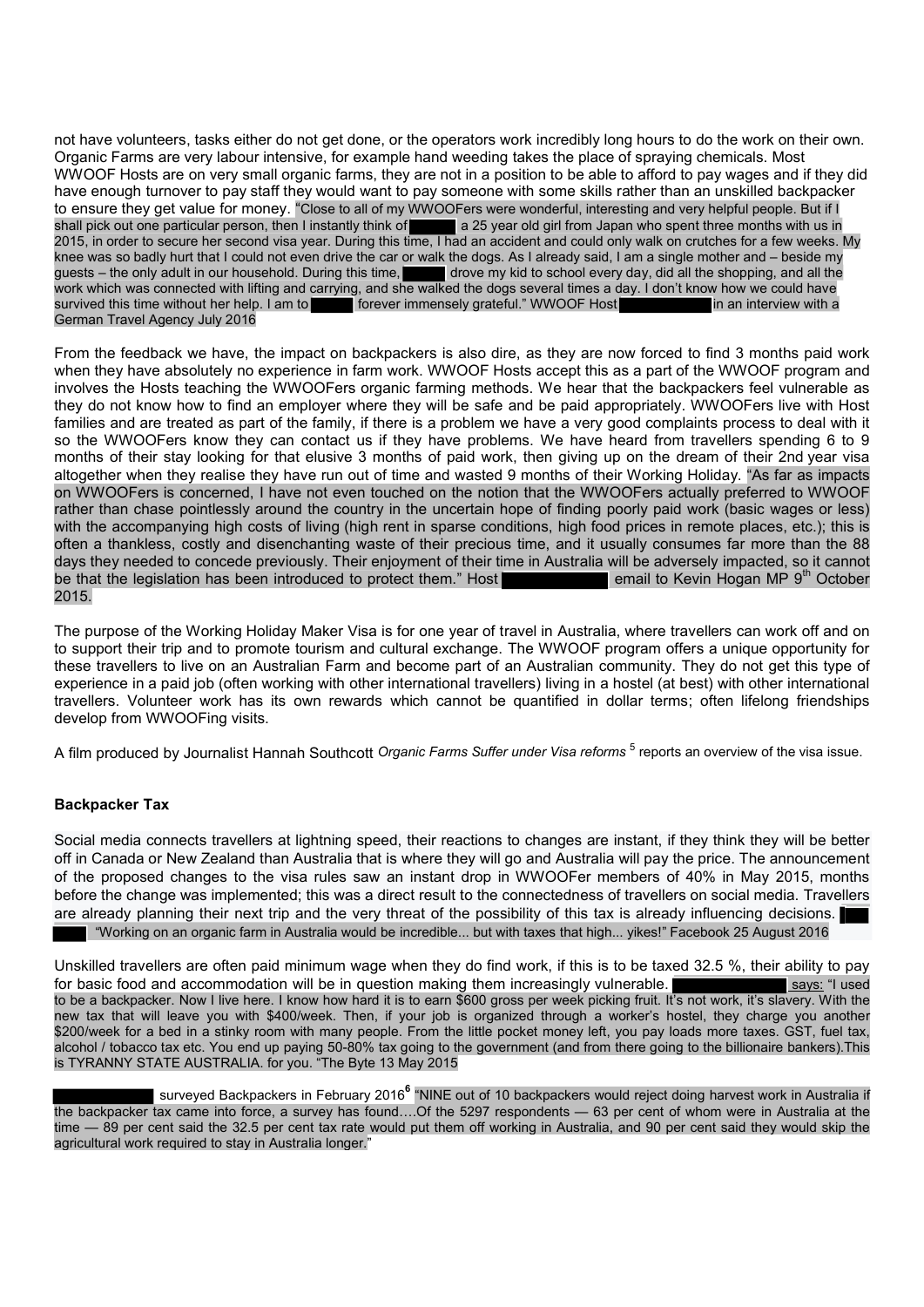not have volunteers, tasks either do not get done, or the operators work incredibly long hours to do the work on their own. Organic Farms are very labour intensive, for example hand weeding takes the place of spraying chemicals. Most WWOOF Hosts are on very small organic farms, they are not in a position to be able to afford to pay wages and if they did have enough turnover to pay staff they would want to pay someone with some skills rather than an unskilled backpacker to ensure they get value for money. "Close to all of my WWOOFers were wonderful, interesting and very helpful people. But if I shall pick out one particular person, then I instantly think of ███ a 25 year old girl from Japan who spent three months with us in 2015, in order to secure her second visa year. During this time, I had an accident and could only walk on crutches for a few weeks. My knee was so badly hurt that I could not even drive the car or walk the dogs. As I already said, I am a single mother and – beside my guests – the only adult in our household. During this time, ███ drove my kid to school every day, did all the shopping, and all the work which was connected with lifting and carrying, and she walked the dogs several times a day. I don't know how we could have survived this time without her help. I am to ███ forever immensely grateful." WWOOF Host ███ in an interview with a German Travel Agency July 2016

From the feedback we have, the impact on backpackers is also dire, as they are now forced to find 3 months paid work when they have absolutely no experience in farm work. WWOOF Hosts accept this as a part of the WWOOF program and involves the Hosts teaching the WWOOFers organic farming methods. We hear that the backpackers feel vulnerable as they do not know how to find an employer where they will be safe and be paid appropriately. WWOOFers live with Host families and are treated as part of the family, if there is a problem we have a very good complaints process to deal with it so the WWOOFers know they can contact us if they have problems. We have heard from travellers spending 6 to 9 months of their stay looking for that elusive 3 months of paid work, then giving up on the dream of their 2nd year visa altogether when they realise they have run out of time and wasted 9 months of their Working Holiday. "As far as impacts on WWOOFers is concerned, I have not even touched on the notion that the WWOOFers actually preferred to WWOOF rather than chase pointlessly around the country in the uncertain hope of finding poorly paid work (basic wages or less) with the accompanying high costs of living (high rent in sparse conditions, high food prices in remote places, etc.); this is often a thankless, costly and disenchanting waste of their precious time, and it usually consumes far more than the 88 days they needed to concede previously. Their enjoyment of their time in Australia will be adversely impacted, so it cannot be that the legislation has been introduced to protect them." Host ███ email to Kevin Hogan MP 9th October 2015.

The purpose of the Working Holiday Maker Visa is for one year of travel in Australia, where travellers can work off and on to support their trip and to promote tourism and cultural exchange. The WWOOF program offers a unique opportunity for these travellers to live on an Australian Farm and become part of an Australian community. They do not get this type of experience in a paid job (often working with other international travellers) living in a hostel (at best) with other international travellers. Volunteer work has its own rewards which cannot be quantified in dollar terms; often lifelong friendships develop from WWOOFing visits.

A film produced by Journalist Hannah Southcott *Organic Farms Suffer under Visa reforms* [5] reports an overview of the visa issue.

### Backpacker Tax

Social media connects travellers at lightning speed, their reactions to changes are instant, if they think they will be better off in Canada or New Zealand than Australia that is where they will go and Australia will pay the price. The announcement of the proposed changes to the visa rules saw an instant drop in WWOOFer members of 40% in May 2015, months before the change was implemented; this was a direct result to the connectedness of travellers on social media. Travellers are already planning their next trip and the very threat of the possibility of this tax is already influencing decisions. ███ "Working on an organic farm in Australia would be incredible... but with taxes that high... yikes!" Facebook 25 August 2016

Unskilled travellers are often paid minimum wage when they do find work, if this is to be taxed 32.5 %, their ability to pay for basic food and accommodation will be in question making them increasingly vulnerable. ███ says: "I used to be a backpacker. Now I live here. I know how hard it is to earn $600 gross per week picking fruit. It's not work, it's slavery. With the new tax that will leave you with $400/week. Then, if your job is organized through a worker's hostel, they charge you another $200/week for a bed in a stinky room with many people. From the little pocket money left, you pay loads more taxes. GST, fuel tax, alcohol / tobacco tax etc. You end up paying 50-80% tax going to the government (and from there going to the billionaire bankers).This is TYRANNY STATE AUSTRALIA. for you. "The Byte 13 May 2015

███ surveyed Backpackers in February 2016[6] "NINE out of 10 backpackers would reject doing harvest work in Australia if the backpacker tax came into force, a survey has found….Of the 5297 respondents — 63 per cent of whom were in Australia at the time — 89 per cent said the 32.5 per cent tax rate would put them off working in Australia, and 90 per cent said they would skip the agricultural work required to stay in Australia longer."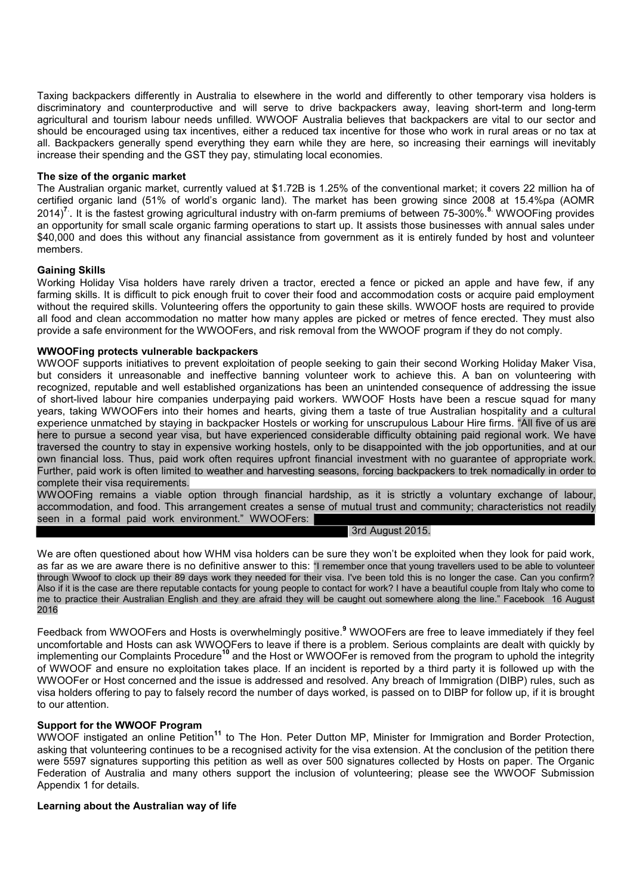Taxing backpackers differently in Australia to elsewhere in the world and differently to other temporary visa holders is discriminatory and counterproductive and will serve to drive backpackers away, leaving short-term and long-term agricultural and tourism labour needs unfilled. WWOOF Australia believes that backpackers are vital to our sector and should be encouraged using tax incentives, either a reduced tax incentive for those who work in rural areas or no tax at all. Backpackers generally spend everything they earn while they are here, so increasing their earnings will inevitably increase their spending and the GST they pay, stimulating local economies.

**The size of the organic market**

The Australian organic market, currently valued at $1.72B is 1.25% of the conventional market; it covers 22 million ha of certified organic land (51% of world's organic land). The market has been growing since 2008 at 15.4%pa (AOMR 2014)[7]. It is the fastest growing agricultural industry with on-farm premiums of between 75-300%.[8] WWOOFing provides an opportunity for small scale organic farming operations to start up. It assists those businesses with annual sales under $40,000 and does this without any financial assistance from government as it is entirely funded by host and volunteer members.

**Gaining Skills**

Working Holiday Visa holders have rarely driven a tractor, erected a fence or picked an apple and have few, if any farming skills. It is difficult to pick enough fruit to cover their food and accommodation costs or acquire paid employment without the required skills. Volunteering offers the opportunity to gain these skills. WWOOF hosts are required to provide all food and clean accommodation no matter how many apples are picked or metres of fence erected. They must also provide a safe environment for the WWOOFers, and risk removal from the WWOOF program if they do not comply.

**WWOOFing protects vulnerable backpackers**

WWOOF supports initiatives to prevent exploitation of people seeking to gain their second Working Holiday Maker Visa, but considers it unreasonable and ineffective banning volunteer work to achieve this. A ban on volunteering with recognized, reputable and well established organizations has been an unintended consequence of addressing the issue of short-lived labour hire companies underpaying paid workers. WWOOF Hosts have been a rescue squad for many years, taking WWOOFers into their homes and hearts, giving them a taste of true Australian hospitality and a cultural experience unmatched by staying in backpacker Hostels or working for unscrupulous Labour Hire firms. "All five of us are here to pursue a second year visa, but have experienced considerable difficulty obtaining paid regional work. We have traversed the country to stay in expensive working hostels, only to be disappointed with the job opportunities, and at our own financial loss. Thus, paid work often requires upfront financial investment with no guarantee of appropriate work. Further, paid work is often limited to weather and harvesting seasons, forcing backpackers to trek nomadically in order to complete their visa requirements.

WWOOFing remains a viable option through financial hardship, as it is strictly a voluntary exchange of labour, accommodation, and food. This arrangement creates a sense of mutual trust and community; characteristics not readily seen in a formal paid work environment." WWOOFers: 3rd August 2015.

We are often questioned about how WHM visa holders can be sure they won't be exploited when they look for paid work, as far as we are aware there is no definitive answer to this: "I remember once that young travellers used to be able to volunteer through Wwoof to clock up their 89 days work they needed for their visa. I've been told this is no longer the case. Can you confirm? Also if it is the case are there reputable contacts for young people to contact for work? I have a beautiful couple from Italy who come to me to practice their Australian English and they are afraid they will be caught out somewhere along the line." Facebook 16 August 2016

Feedback from WWOOFers and Hosts is overwhelmingly positive.[9] WWOOFers are free to leave immediately if they feel uncomfortable and Hosts can ask WWOOFers to leave if there is a problem. Serious complaints are dealt with quickly by implementing our Complaints Procedure[10] and the Host or WWOOFer is removed from the program to uphold the integrity of WWOOF and ensure no exploitation takes place. If an incident is reported by a third party it is followed up with the WWOOFer or Host concerned and the issue is addressed and resolved. Any breach of Immigration (DIBP) rules, such as visa holders offering to pay to falsely record the number of days worked, is passed on to DIBP for follow up, if it is brought to our attention.

**Support for the WWOOF Program**

WWOOF instigated an online Petition[11] to The Hon. Peter Dutton MP, Minister for Immigration and Border Protection, asking that volunteering continues to be a recognised activity for the visa extension. At the conclusion of the petition there were 5597 signatures supporting this petition as well as over 500 signatures collected by Hosts on paper. The Organic Federation of Australia and many others support the inclusion of volunteering; please see the WWOOF Submission Appendix 1 for details.

**Learning about the Australian way of life**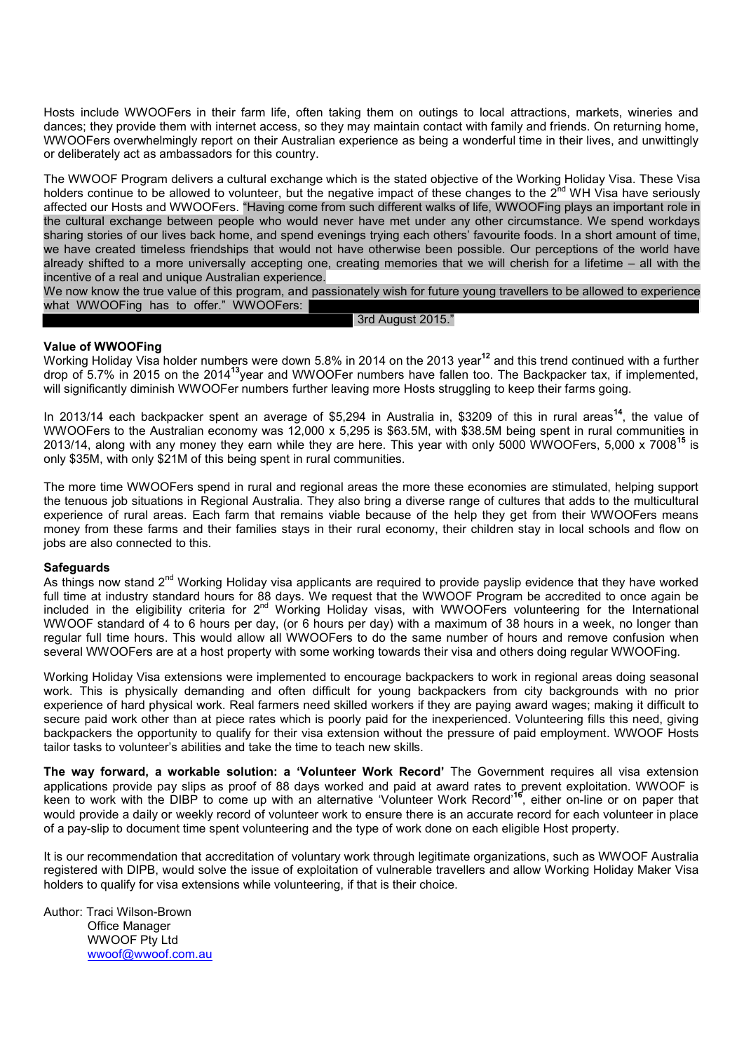Hosts include WWOOFers in their farm life, often taking them on outings to local attractions, markets, wineries and dances; they provide them with internet access, so they may maintain contact with family and friends. On returning home, WWOOFers overwhelmingly report on their Australian experience as being a wonderful time in their lives, and unwittingly or deliberately act as ambassadors for this country.

The WWOOF Program delivers a cultural exchange which is the stated objective of the Working Holiday Visa. These Visa holders continue to be allowed to volunteer, but the negative impact of these changes to the 2nd WH Visa have seriously affected our Hosts and WWOOFers. "Having come from such different walks of life, WWOOFing plays an important role in the cultural exchange between people who would never have met under any other circumstance. We spend workdays sharing stories of our lives back home, and spend evenings trying each others' favourite foods. In a short amount of time, we have created timeless friendships that would not have otherwise been possible. Our perceptions of the world have already shifted to a more universally accepting one, creating memories that we will cherish for a lifetime – all with the incentive of a real and unique Australian experience.
We now know the true value of this program, and passionately wish for future young travellers to be allowed to experience what WWOOFing has to offer." WWOOFers: 3rd August 2015."

**Value of WWOOFing**
Working Holiday Visa holder numbers were down 5.8% in 2014 on the 2013 year[12] and this trend continued with a further drop of 5.7% in 2015 on the 2014[13]year and WWOOFer numbers have fallen too. The Backpacker tax, if implemented, will significantly diminish WWOOFer numbers further leaving more Hosts struggling to keep their farms going.

In 2013/14 each backpacker spent an average of $5,294 in Australia in, $3209 of this in rural areas[14], the value of WWOOFers to the Australian economy was 12,000 x 5,295 is $63.5M, with $38.5M being spent in rural communities in 2013/14, along with any money they earn while they are here. This year with only 5000 WWOOFers, 5,000 x 7008[15] is only $35M, with only $21M of this being spent in rural communities.

The more time WWOOFers spend in rural and regional areas the more these economies are stimulated, helping support the tenuous job situations in Regional Australia. They also bring a diverse range of cultures that adds to the multicultural experience of rural areas. Each farm that remains viable because of the help they get from their WWOOFers means money from these farms and their families stays in their rural economy, their children stay in local schools and flow on jobs are also connected to this.

**Safeguards**
As things now stand 2nd Working Holiday visa applicants are required to provide payslip evidence that they have worked full time at industry standard hours for 88 days. We request that the WWOOF Program be accredited to once again be included in the eligibility criteria for 2nd Working Holiday visas, with WWOOFers volunteering for the International WWOOF standard of 4 to 6 hours per day, (or 6 hours per day) with a maximum of 38 hours in a week, no longer than regular full time hours. This would allow all WWOOFers to do the same number of hours and remove confusion when several WWOOFers are at a host property with some working towards their visa and others doing regular WWOOFing.

Working Holiday Visa extensions were implemented to encourage backpackers to work in regional areas doing seasonal work. This is physically demanding and often difficult for young backpackers from city backgrounds with no prior experience of hard physical work. Real farmers need skilled workers if they are paying award wages; making it difficult to secure paid work other than at piece rates which is poorly paid for the inexperienced. Volunteering fills this need, giving backpackers the opportunity to qualify for their visa extension without the pressure of paid employment. WWOOF Hosts tailor tasks to volunteer's abilities and take the time to teach new skills.

**The way forward, a workable solution: a 'Volunteer Work Record'** The Government requires all visa extension applications provide pay slips as proof of 88 days worked and paid at award rates to prevent exploitation. WWOOF is keen to work with the DIBP to come up with an alternative 'Volunteer Work Record'[16], either on-line or on paper that would provide a daily or weekly record of volunteer work to ensure there is an accurate record for each volunteer in place of a pay-slip to document time spent volunteering and the type of work done on each eligible Host property.

It is our recommendation that accreditation of voluntary work through legitimate organizations, such as WWOOF Australia registered with DIPB, would solve the issue of exploitation of vulnerable travellers and allow Working Holiday Maker Visa holders to qualify for visa extensions while volunteering, if that is their choice.

Author: Traci Wilson-Brown
Office Manager
WWOOF Pty Ltd
wwoof@wwoof.com.au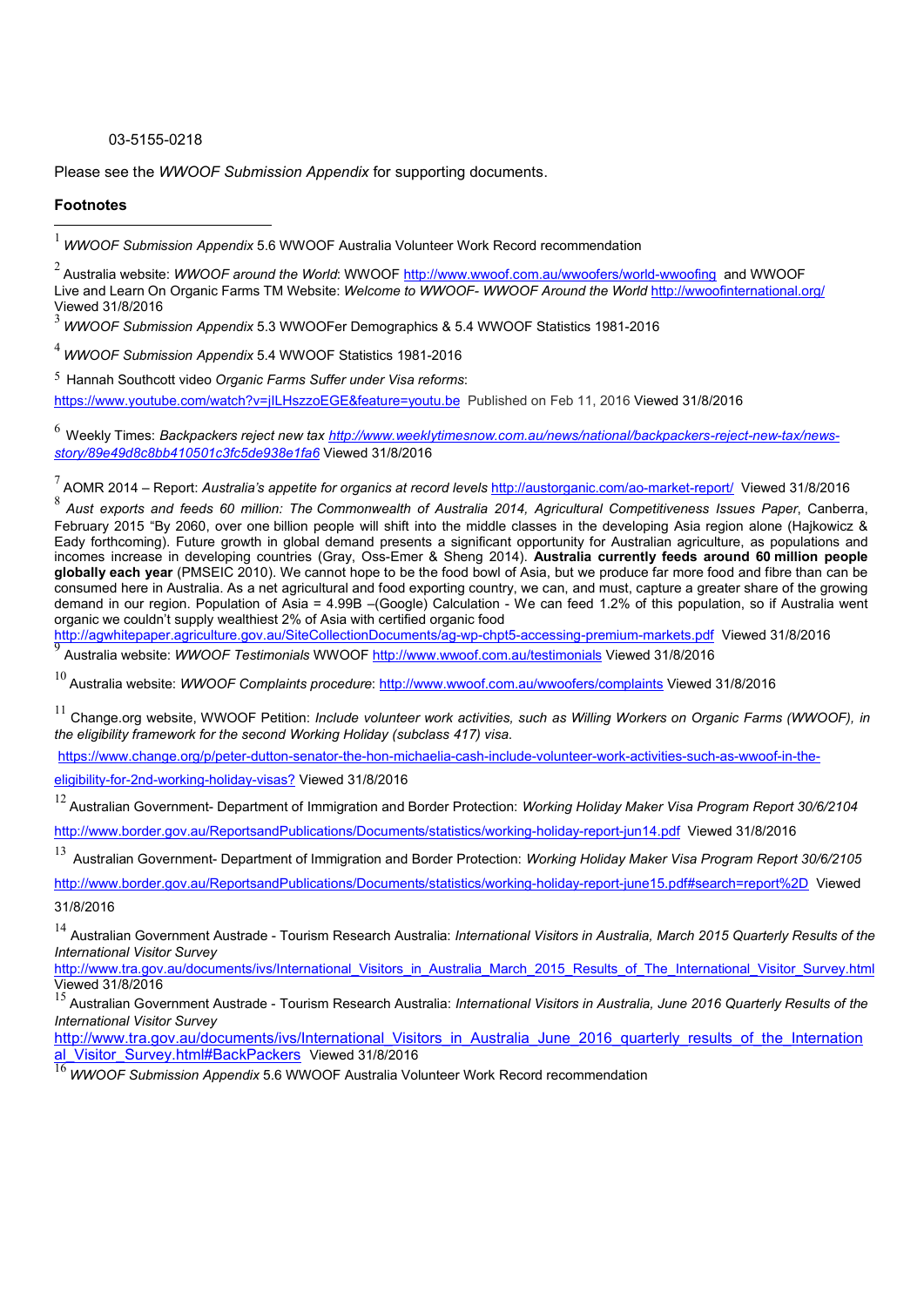03-5155-0218

Please see the *WWOOF Submission Appendix* for supporting documents.

**Footnotes**

[1] *WWOOF Submission Appendix* 5.6 WWOOF Australia Volunteer Work Record recommendation

[2] Australia website: *WWOOF around the World*: WWOOF http://www.wwoof.com.au/wwoofers/world-wwoofing and WWOOF Live and Learn On Organic Farms TM Website: *Welcome to WWOOF- WWOOF Around the World* http://wwoofinternational.org/ Viewed 31/8/2016

[3] *WWOOF Submission Appendix* 5.3 WWOOFer Demographics & 5.4 WWOOF Statistics 1981-2016

[4] *WWOOF Submission Appendix* 5.4 WWOOF Statistics 1981-2016

[5] Hannah Southcott video *Organic Farms Suffer under Visa reforms*: https://www.youtube.com/watch?v=jILHszzoEGE&feature=youtu.be Published on Feb 11, 2016 Viewed 31/8/2016

[6] Weekly Times: *Backpackers reject new tax http://www.weeklytimesnow.com.au/news/national/backpackers-reject-new-tax/news-story/89e49d8c8bb410501c3fc5de938e1fa6* Viewed 31/8/2016

[7] AOMR 2014 – Report: *Australia's appetite for organics at record levels* http://austorganic.com/ao-market-report/ Viewed 31/8/2016

[8] *Aust exports and feeds 60 million: The Commonwealth of Australia 2014, Agricultural Competitiveness Issues Paper,* Canberra, February 2015 "By 2060, over one billion people will shift into the middle classes in the developing Asia region alone (Hajkowicz & Eady forthcoming). Future growth in global demand presents a significant opportunity for Australian agriculture, as populations and incomes increase in developing countries (Gray, Oss-Emer & Sheng 2014). **Australia currently feeds around 60 million people globally each year** (PMSEIC 2010). We cannot hope to be the food bowl of Asia, but we produce far more food and fibre than can be consumed here in Australia. As a net agricultural and food exporting country, we can, and must, capture a greater share of the growing demand in our region. Population of Asia = 4.99B –(Google) Calculation - We can feed 1.2% of this population, so if Australia went organic we couldn't supply wealthiest 2% of Asia with certified organic food http://agwhitepaper.agriculture.gov.au/SiteCollectionDocuments/ag-wp-chpt5-accessing-premium-markets.pdf Viewed 31/8/2016

[9] Australia website: *WWOOF Testimonials* WWOOF http://www.wwoof.com.au/testimonials Viewed 31/8/2016

[10] Australia website: *WWOOF Complaints procedure*: http://www.wwoof.com.au/wwoofers/complaints Viewed 31/8/2016

[11] Change.org website, WWOOF Petition: *Include volunteer work activities, such as Willing Workers on Organic Farms (WWOOF), in the eligibility framework for the second Working Holiday (subclass 417) visa.* https://www.change.org/p/peter-dutton-senator-the-hon-michaelia-cash-include-volunteer-work-activities-such-as-wwoof-in-the-eligibility-for-2nd-working-holiday-visas? Viewed 31/8/2016

[12] Australian Government- Department of Immigration and Border Protection: *Working Holiday Maker Visa Program Report 30/6/2104* http://www.border.gov.au/ReportsandPublications/Documents/statistics/working-holiday-report-jun14.pdf Viewed 31/8/2016

[13] Australian Government- Department of Immigration and Border Protection: *Working Holiday Maker Visa Program Report 30/6/2105* http://www.border.gov.au/ReportsandPublications/Documents/statistics/working-holiday-report-june15.pdf#search=report%2D Viewed 31/8/2016

[14] Australian Government Austrade - Tourism Research Australia: *International Visitors in Australia, March 2015 Quarterly Results of the International Visitor Survey* http://www.tra.gov.au/documents/ivs/International_Visitors_in_Australia_March_2015_Results_of_The_International_Visitor_Survey.html Viewed 31/8/2016

[15] Australian Government Austrade - Tourism Research Australia: *International Visitors in Australia, June 2016 Quarterly Results of the International Visitor Survey* http://www.tra.gov.au/documents/ivs/International_Visitors_in_Australia_June_2016_quarterly_results_of_the_International_Visitor_Survey.html#BackPackers Viewed 31/8/2016

[16] *WWOOF Submission Appendix* 5.6 WWOOF Australia Volunteer Work Record recommendation